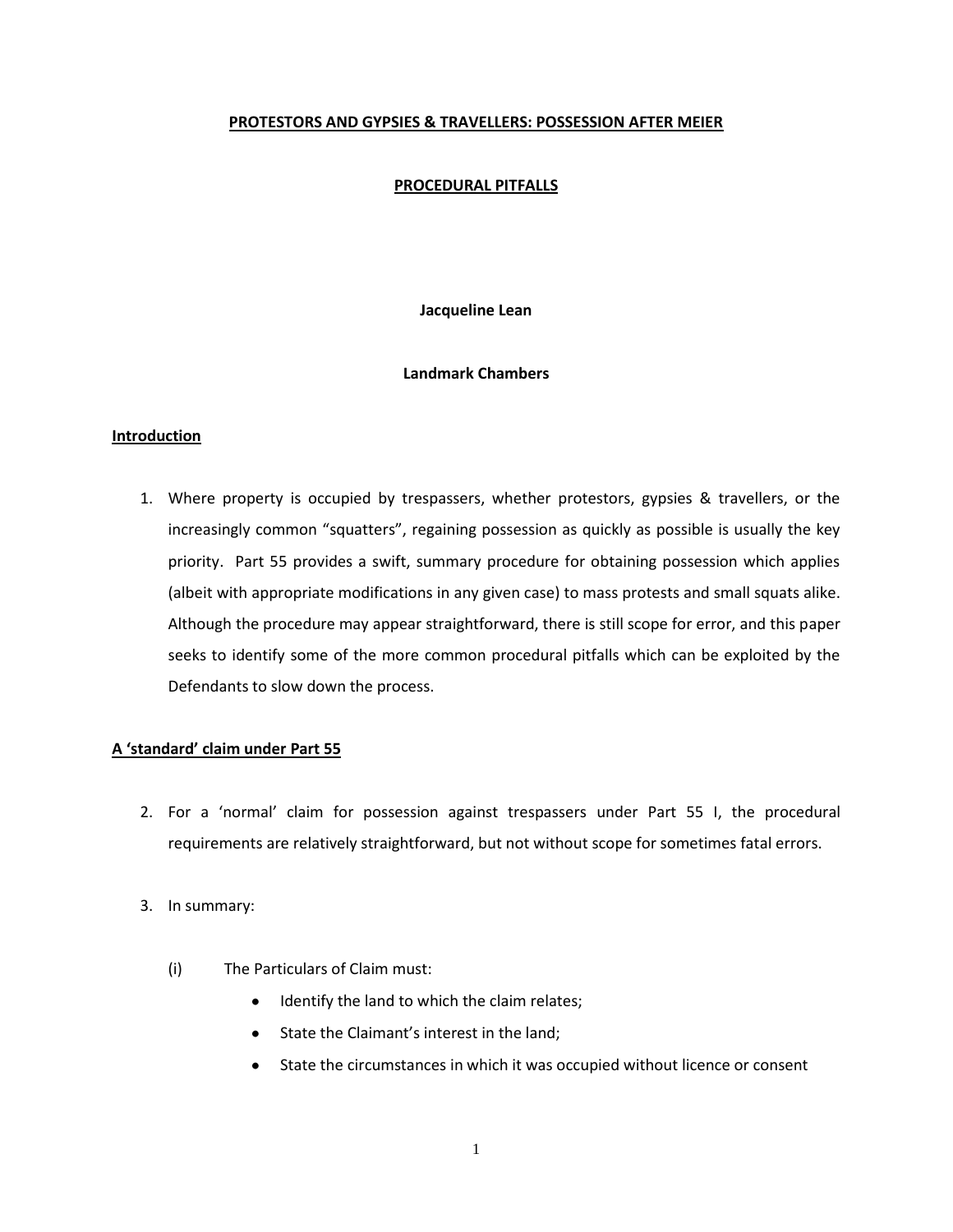# PROTESTORS AND GYPSIES & TRAVELLERS: POSSESSION AFTER MEIER

## PROCEDURAL PITFALLS

**Jacqueline Lean**

**Landmark Chambers**

### Introduction

1. Where property is occupied by trespassers, whether protestors, gypsies & travellers, or the increasingly common "squatters", regaining possession as quickly as possible is usually the key priority. Part 55 provides a swift, summary procedure for obtaining possession which applies (albeit with appropriate modifications in any given case) to mass protests and small squats alike. Although the procedure may appear straightforward, there is still scope for error, and this paper seeks to identify some of the more common procedural pitfalls which can be exploited by the Defendants to slow down the process.

### A 'standard' claim under Part 55

2. For a 'normal' claim for possession against trespassers under Part 55 I, the procedural requirements are relatively straightforward, but not without scope for sometimes fatal errors.

3. In summary:

   (i) The Particulars of Claim must:

   - Identify the land to which the claim relates;
   - State the Claimant's interest in the land;
   - State the circumstances in which it was occupied without licence or consent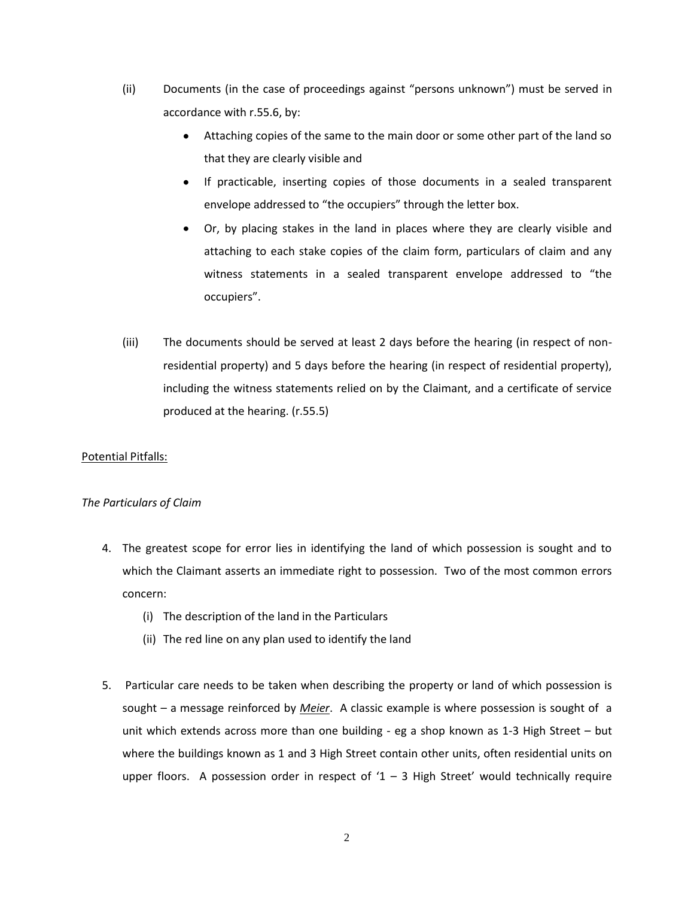(ii) Documents (in the case of proceedings against "persons unknown") must be served in accordance with r.55.6, by:

- Attaching copies of the same to the main door or some other part of the land so that they are clearly visible and
- If practicable, inserting copies of those documents in a sealed transparent envelope addressed to "the occupiers" through the letter box.
- Or, by placing stakes in the land in places where they are clearly visible and attaching to each stake copies of the claim form, particulars of claim and any witness statements in a sealed transparent envelope addressed to "the occupiers".

(iii) The documents should be served at least 2 days before the hearing (in respect of non-residential property) and 5 days before the hearing (in respect of residential property), including the witness statements relied on by the Claimant, and a certificate of service produced at the hearing. (r.55.5)

<u>Potential Pitfalls:</u>

*The Particulars of Claim*

4. The greatest scope for error lies in identifying the land of which possession is sought and to which the Claimant asserts an immediate right to possession. Two of the most common errors concern:

   (i) The description of the land in the Particulars

   (ii) The red line on any plan used to identify the land

5. Particular care needs to be taken when describing the property or land of which possession is sought – a message reinforced by *<u>Meier</u>*. A classic example is where possession is sought of a unit which extends across more than one building - eg a shop known as 1-3 High Street – but where the buildings known as 1 and 3 High Street contain other units, often residential units on upper floors. A possession order in respect of '1 – 3 High Street' would technically require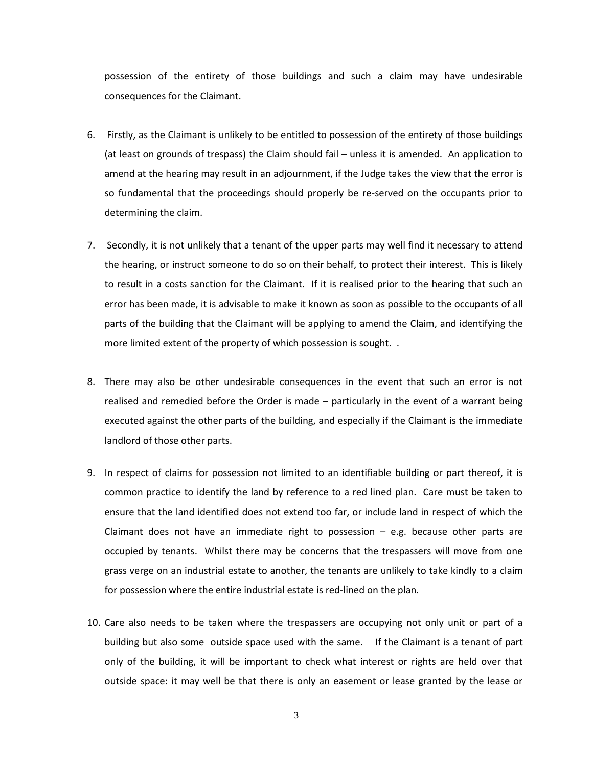possession of the entirety of those buildings and such a claim may have undesirable consequences for the Claimant.

6. Firstly, as the Claimant is unlikely to be entitled to possession of the entirety of those buildings (at least on grounds of trespass) the Claim should fail – unless it is amended. An application to amend at the hearing may result in an adjournment, if the Judge takes the view that the error is so fundamental that the proceedings should properly be re-served on the occupants prior to determining the claim.

7. Secondly, it is not unlikely that a tenant of the upper parts may well find it necessary to attend the hearing, or instruct someone to do so on their behalf, to protect their interest. This is likely to result in a costs sanction for the Claimant. If it is realised prior to the hearing that such an error has been made, it is advisable to make it known as soon as possible to the occupants of all parts of the building that the Claimant will be applying to amend the Claim, and identifying the more limited extent of the property of which possession is sought. .

8. There may also be other undesirable consequences in the event that such an error is not realised and remedied before the Order is made – particularly in the event of a warrant being executed against the other parts of the building, and especially if the Claimant is the immediate landlord of those other parts.

9. In respect of claims for possession not limited to an identifiable building or part thereof, it is common practice to identify the land by reference to a red lined plan. Care must be taken to ensure that the land identified does not extend too far, or include land in respect of which the Claimant does not have an immediate right to possession – e.g. because other parts are occupied by tenants. Whilst there may be concerns that the trespassers will move from one grass verge on an industrial estate to another, the tenants are unlikely to take kindly to a claim for possession where the entire industrial estate is red-lined on the plan.

10. Care also needs to be taken where the trespassers are occupying not only unit or part of a building but also some outside space used with the same. If the Claimant is a tenant of part only of the building, it will be important to check what interest or rights are held over that outside space: it may well be that there is only an easement or lease granted by the lease or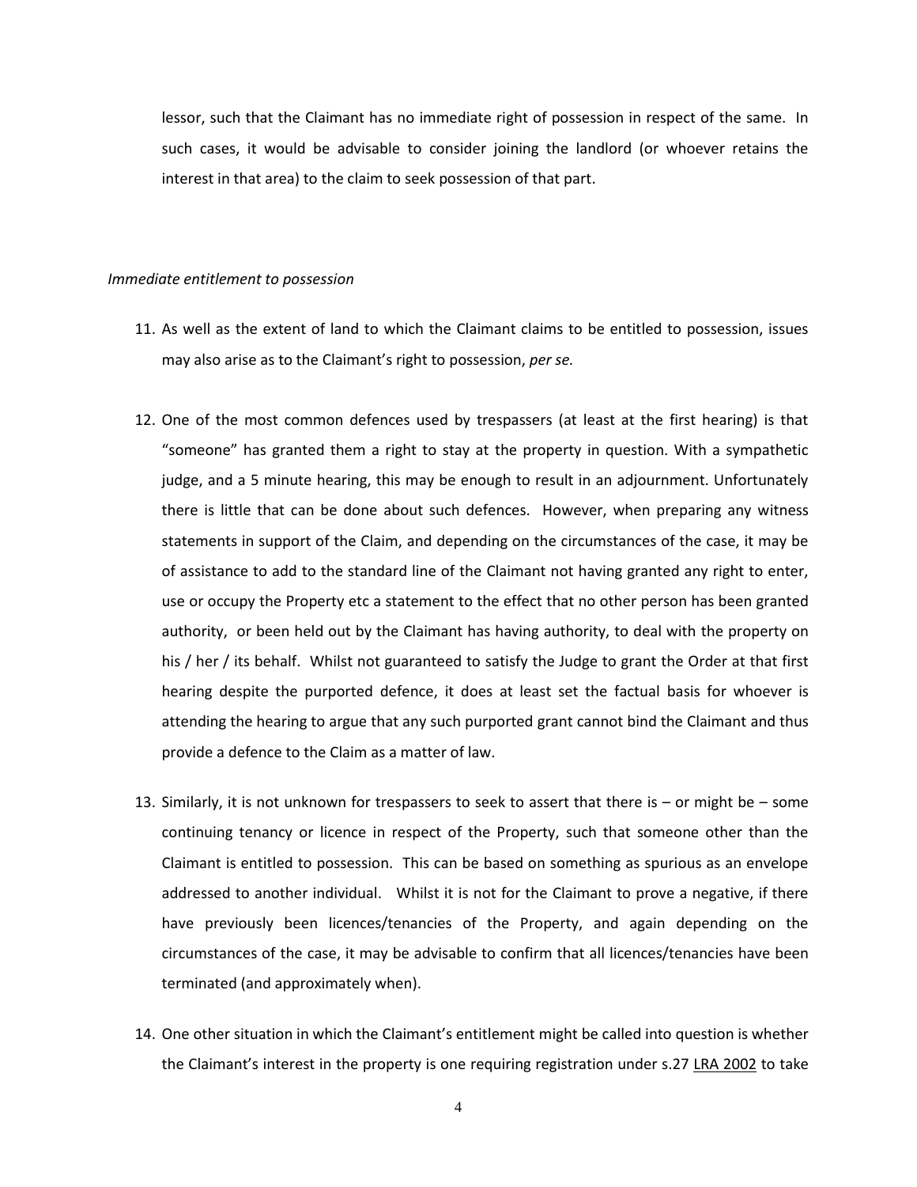lessor, such that the Claimant has no immediate right of possession in respect of the same. In such cases, it would be advisable to consider joining the landlord (or whoever retains the interest in that area) to the claim to seek possession of that part.

*Immediate entitlement to possession*

11. As well as the extent of land to which the Claimant claims to be entitled to possession, issues may also arise as to the Claimant's right to possession, *per se.*

12. One of the most common defences used by trespassers (at least at the first hearing) is that "someone" has granted them a right to stay at the property in question. With a sympathetic judge, and a 5 minute hearing, this may be enough to result in an adjournment. Unfortunately there is little that can be done about such defences. However, when preparing any witness statements in support of the Claim, and depending on the circumstances of the case, it may be of assistance to add to the standard line of the Claimant not having granted any right to enter, use or occupy the Property etc a statement to the effect that no other person has been granted authority, or been held out by the Claimant has having authority, to deal with the property on his / her / its behalf. Whilst not guaranteed to satisfy the Judge to grant the Order at that first hearing despite the purported defence, it does at least set the factual basis for whoever is attending the hearing to argue that any such purported grant cannot bind the Claimant and thus provide a defence to the Claim as a matter of law.

13. Similarly, it is not unknown for trespassers to seek to assert that there is – or might be – some continuing tenancy or licence in respect of the Property, such that someone other than the Claimant is entitled to possession. This can be based on something as spurious as an envelope addressed to another individual. Whilst it is not for the Claimant to prove a negative, if there have previously been licences/tenancies of the Property, and again depending on the circumstances of the case, it may be advisable to confirm that all licences/tenancies have been terminated (and approximately when).

14. One other situation in which the Claimant's entitlement might be called into question is whether the Claimant's interest in the property is one requiring registration under s.27 LRA 2002 to take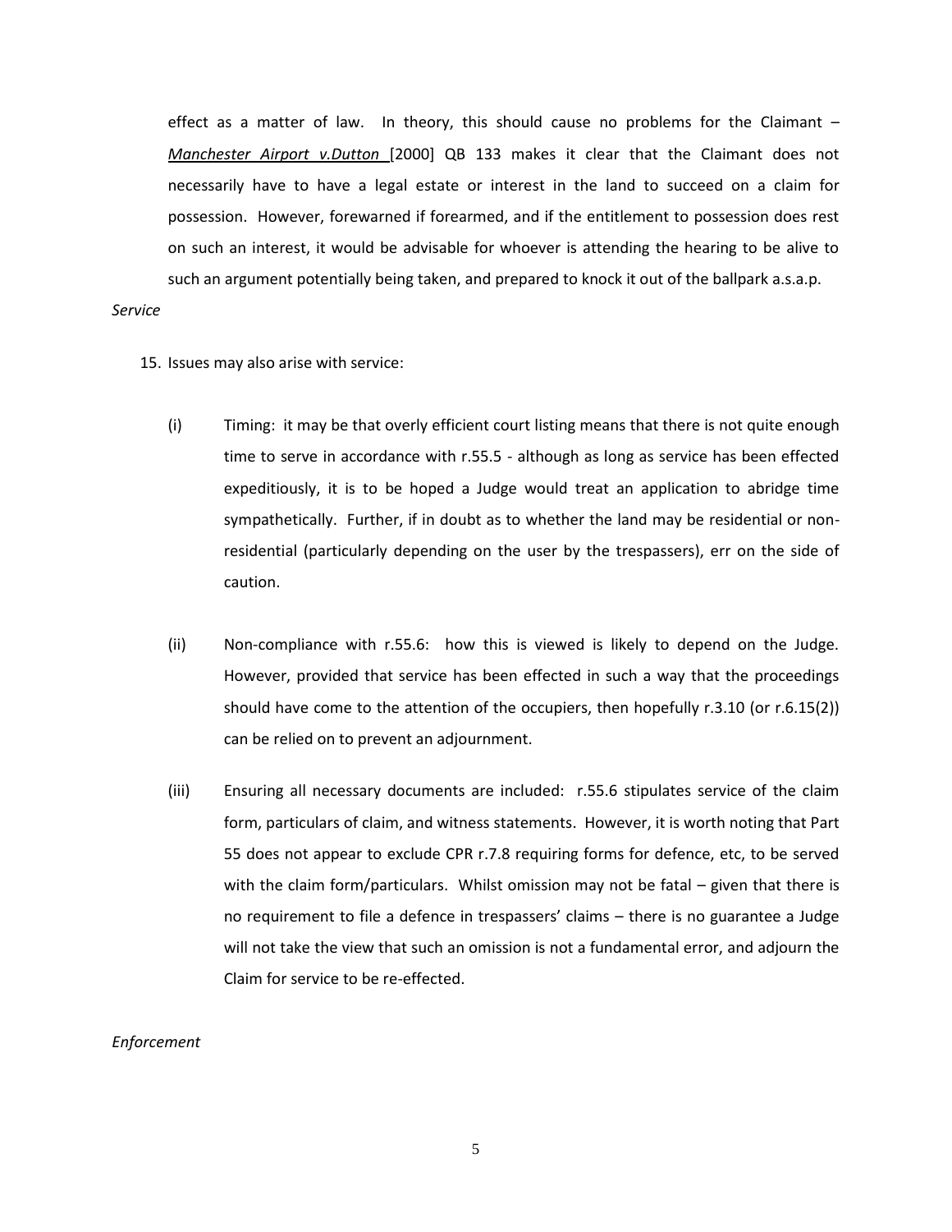effect as a matter of law. In theory, this should cause no problems for the Claimant – *Manchester Airport v.Dutton* [2000] QB 133 makes it clear that the Claimant does not necessarily have to have a legal estate or interest in the land to succeed on a claim for possession. However, forewarned if forearmed, and if the entitlement to possession does rest on such an interest, it would be advisable for whoever is attending the hearing to be alive to such an argument potentially being taken, and prepared to knock it out of the ballpark a.s.a.p.

*Service*

15. Issues may also arise with service:

    (i) Timing: it may be that overly efficient court listing means that there is not quite enough time to serve in accordance with r.55.5 - although as long as service has been effected expeditiously, it is to be hoped a Judge would treat an application to abridge time sympathetically. Further, if in doubt as to whether the land may be residential or non-residential (particularly depending on the user by the trespassers), err on the side of caution.

    (ii) Non-compliance with r.55.6: how this is viewed is likely to depend on the Judge. However, provided that service has been effected in such a way that the proceedings should have come to the attention of the occupiers, then hopefully r.3.10 (or r.6.15(2)) can be relied on to prevent an adjournment.

    (iii) Ensuring all necessary documents are included: r.55.6 stipulates service of the claim form, particulars of claim, and witness statements. However, it is worth noting that Part 55 does not appear to exclude CPR r.7.8 requiring forms for defence, etc, to be served with the claim form/particulars. Whilst omission may not be fatal – given that there is no requirement to file a defence in trespassers' claims – there is no guarantee a Judge will not take the view that such an omission is not a fundamental error, and adjourn the Claim for service to be re-effected.

*Enforcement*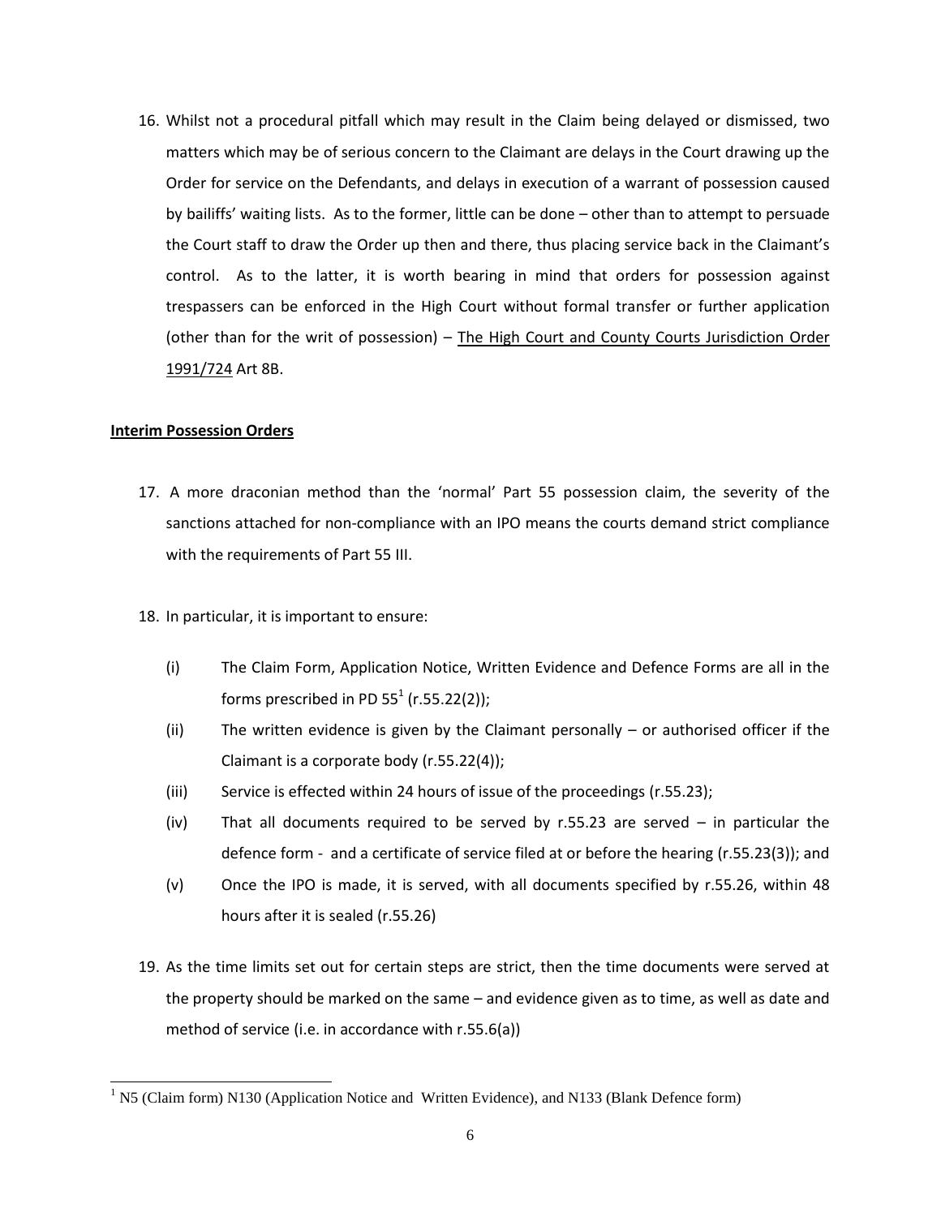16. Whilst not a procedural pitfall which may result in the Claim being delayed or dismissed, two matters which may be of serious concern to the Claimant are delays in the Court drawing up the Order for service on the Defendants, and delays in execution of a warrant of possession caused by bailiffs' waiting lists. As to the former, little can be done – other than to attempt to persuade the Court staff to draw the Order up then and there, thus placing service back in the Claimant's control. As to the latter, it is worth bearing in mind that orders for possession against trespassers can be enforced in the High Court without formal transfer or further application (other than for the writ of possession) – The High Court and County Courts Jurisdiction Order 1991/724 Art 8B.

**Interim Possession Orders**

17. A more draconian method than the 'normal' Part 55 possession claim, the severity of the sanctions attached for non-compliance with an IPO means the courts demand strict compliance with the requirements of Part 55 III.

18. In particular, it is important to ensure:

    (i) The Claim Form, Application Notice, Written Evidence and Defence Forms are all in the forms prescribed in PD 55[1] (r.55.22(2));

    (ii) The written evidence is given by the Claimant personally – or authorised officer if the Claimant is a corporate body (r.55.22(4));

    (iii) Service is effected within 24 hours of issue of the proceedings (r.55.23);

    (iv) That all documents required to be served by r.55.23 are served – in particular the defence form - and a certificate of service filed at or before the hearing (r.55.23(3)); and

    (v) Once the IPO is made, it is served, with all documents specified by r.55.26, within 48 hours after it is sealed (r.55.26)

19. As the time limits set out for certain steps are strict, then the time documents were served at the property should be marked on the same – and evidence given as to time, as well as date and method of service (i.e. in accordance with r.55.6(a))

[1] N5 (Claim form) N130 (Application Notice and Written Evidence), and N133 (Blank Defence form)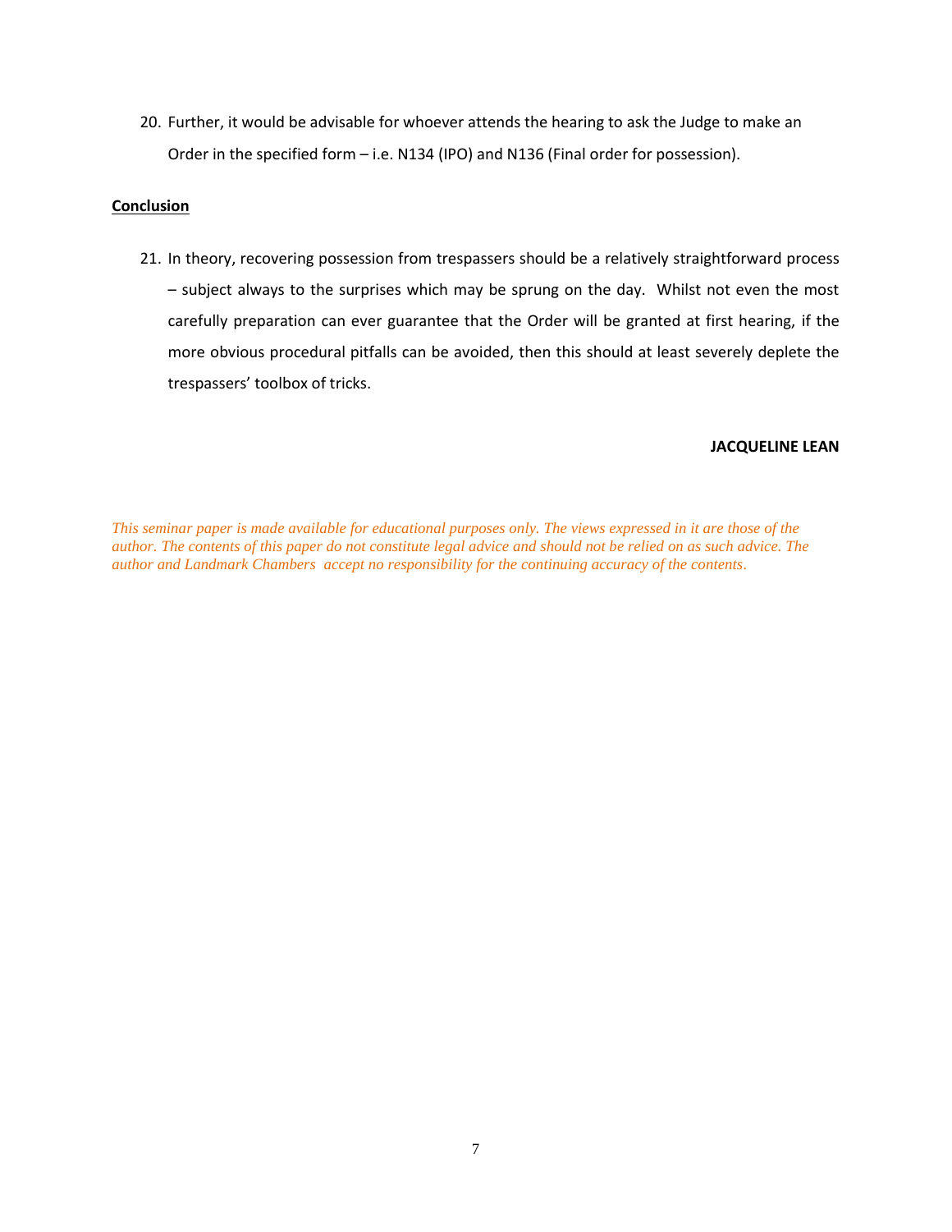20. Further, it would be advisable for whoever attends the hearing to ask the Judge to make an Order in the specified form – i.e. N134 (IPO) and N136 (Final order for possession).

**Conclusion**

21. In theory, recovering possession from trespassers should be a relatively straightforward process – subject always to the surprises which may be sprung on the day. Whilst not even the most carefully preparation can ever guarantee that the Order will be granted at first hearing, if the more obvious procedural pitfalls can be avoided, then this should at least severely deplete the trespassers' toolbox of tricks.

**JACQUELINE LEAN**

*This seminar paper is made available for educational purposes only. The views expressed in it are those of the author. The contents of this paper do not constitute legal advice and should not be relied on as such advice. The author and Landmark Chambers accept no responsibility for the continuing accuracy of the contents.*